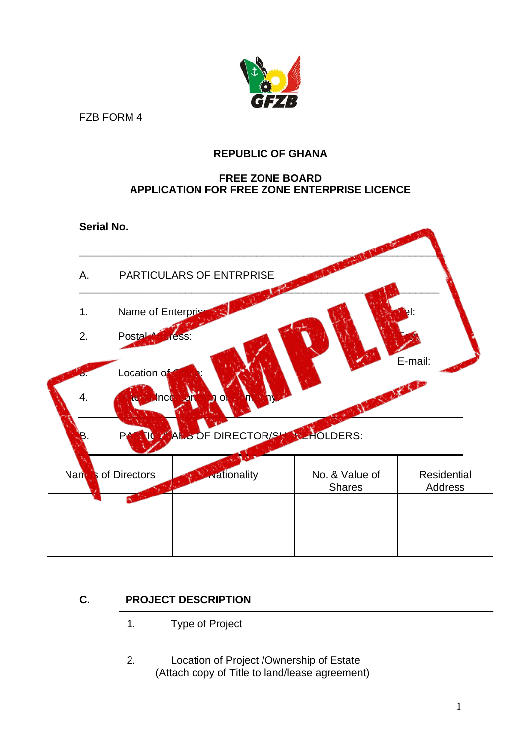FZB FORM 4

**REPUBLIC OF GHANA**

**FREE ZONE BOARD**
**APPLICATION FOR FREE ZONE ENTERPRISE LICENCE**

**Serial No.**

A. PARTICULARS OF ENTRPRISE

1. Name of Enterprise: Tel:
2. Postal Address: Fax:
E-mail:
3. Location of Office:
4. Date of Incorporation of Company:

B. PARTICULARS OF DIRECTOR/SHAREHOLDERS:

| Names of Directors | Nationality | No. & Value of Shares | Residential Address |
|---|---|---|---|
| | | | |

**C. PROJECT DESCRIPTION**

1. Type of Project

2. Location of Project /Ownership of Estate
(Attach copy of Title to land/lease agreement)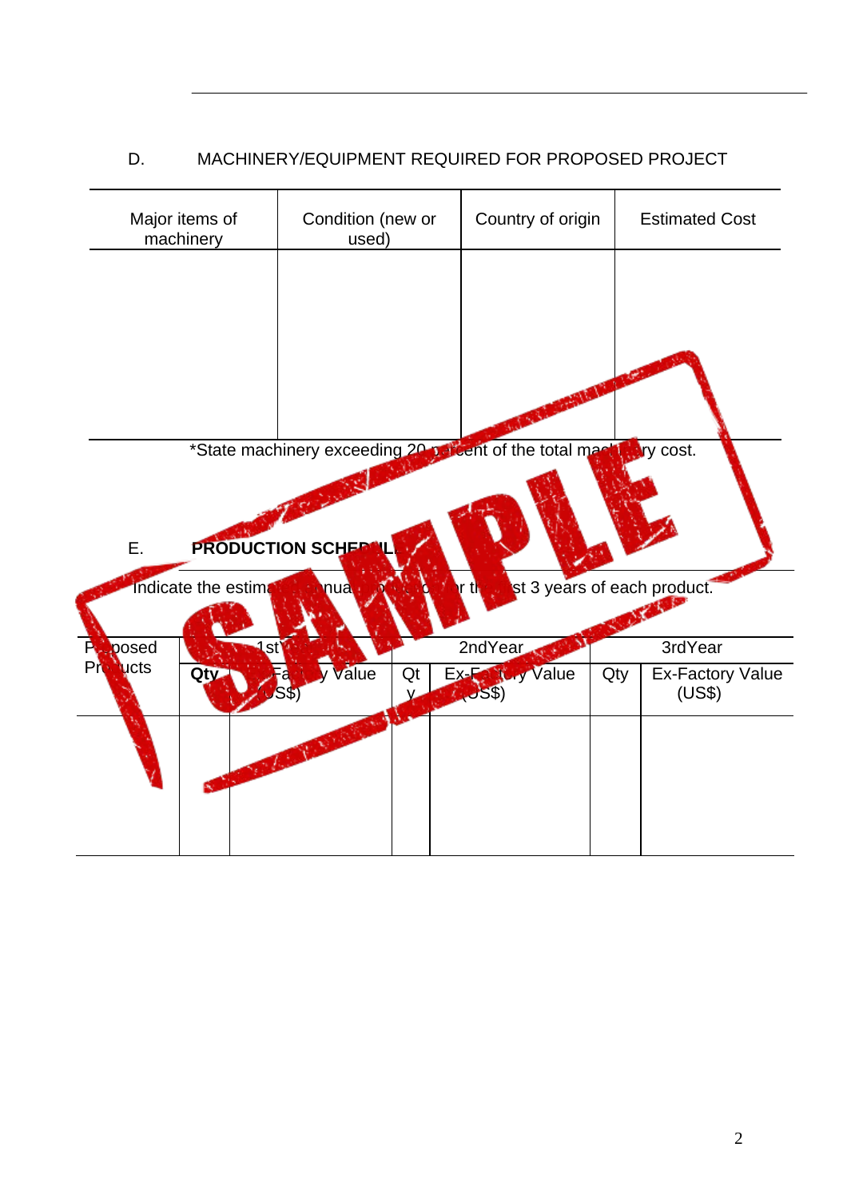D. MACHINERY/EQUIPMENT REQUIRED FOR PROPOSED PROJECT

| Major items of machinery | Condition (new or used) | Country of origin | Estimated Cost |
|---|---|---|---|
| | | | |

*State machinery exceeding 20 percent of the total machinery cost.

E. **PRODUCTION SCHEDULE**

Indicate the estimated annual production for the first 3 years of each product.

| Proposed Products | 1stYear | | 2ndYear | | 3rdYear | |
|---|---|---|---|---|---|---|
| | **Qty** | Ex-Factory Value (US$) | Qty | Ex-Factory Value (US$) | Qty | Ex-Factory Value (US$) |
| | | | | | | |

SAMPLE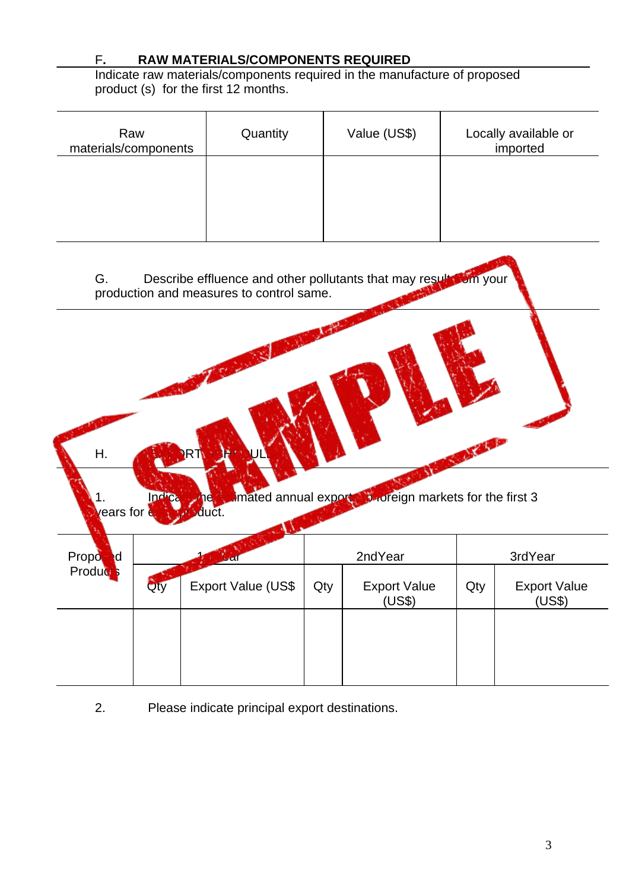## F. RAW MATERIALS/COMPONENTS REQUIRED

Indicate raw materials/components required in the manufacture of proposed product (s) for the first 12 months.

| Raw materials/components | Quantity | Value (US$) | Locally available or imported |
|---|---|---|---|
| | | | |

G. Describe effluence and other pollutants that may result from your production and measures to control same.

SAMPLE

H. EXPORT SCHEDULE

1. Indicate the estimated annual exports to foreign markets for the first 3 years for each product.

| Proposed Products | 1st Year | | 2ndYear | | 3rdYear | |
|---|---|---|---|---|---|---|
| | Qty | Export Value (US$ | Qty | Export Value (US$) | Qty | Export Value (US$) |
| | | | | | | |

2. Please indicate principal export destinations.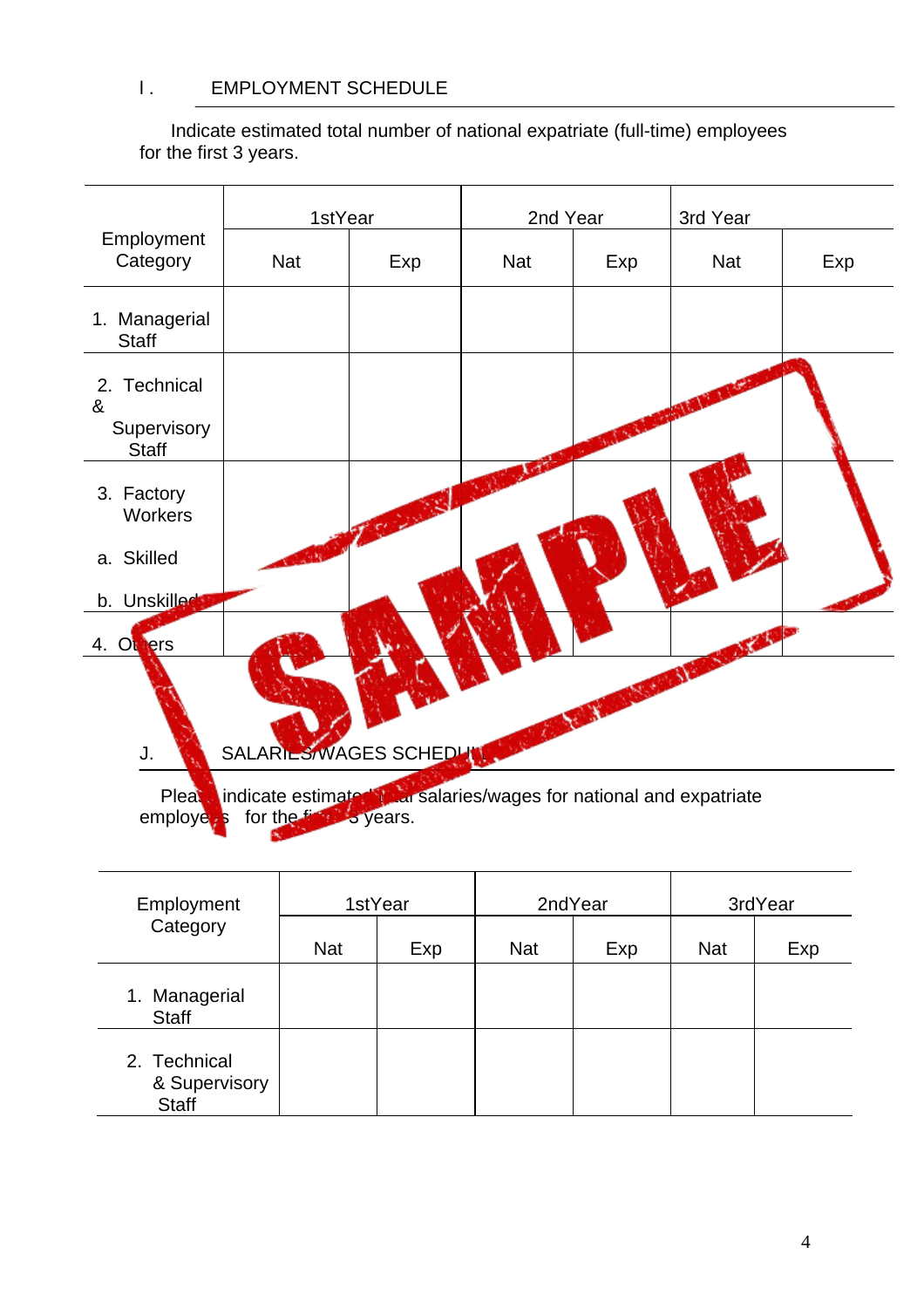## I. EMPLOYMENT SCHEDULE

Indicate estimated total number of national expatriate (full-time) employees for the first 3 years.

| Employment Category | 1stYear | | 2nd Year | | 3rd Year | |
|---|---|---|---|---|---|---|
| | Nat | Exp | Nat | Exp | Nat | Exp |
| 1. Managerial Staff | | | | | | |
| 2. Technical & Supervisory Staff | | | | | | |
| 3. Factory Workers<br>a. Skilled<br>b. Unskilled | | | | | | |
| 4. Others | | | | | | |

SAMPLE

## J. SALARIES/WAGES SCHEDULE

Please indicate estimated total salaries/wages for national and expatriate employees for the first 3 years.

| Employment Category | 1stYear | | 2ndYear | | 3rdYear | |
|---|---|---|---|---|---|---|
| | Nat | Exp | Nat | Exp | Nat | Exp |
| 1. Managerial Staff | | | | | | |
| 2. Technical & Supervisory Staff | | | | | | |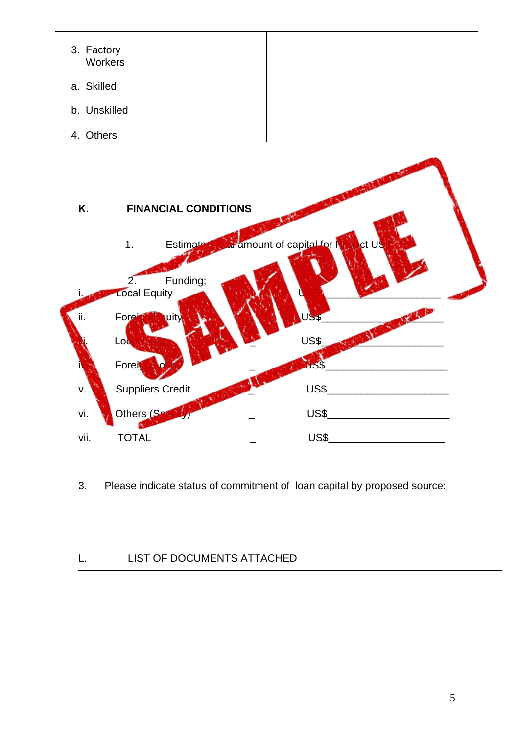| 3. Factory Workers<br>a. Skilled<br>b. Unskilled | | | | | | |
|---|---|---|---|---|---|---|
| 4. Others | | | | | | |

## K. FINANCIAL CONDITIONS

1. Estimated total amount of capital for Project US$

2. Funding;

| | | | |
|---|---|---|---|
| i. | Local Equity | _ | US$____________________ |
| ii. | Foreign Equity | _ | US$____________________ |
| iii. | Local Loan | _ | US$____________________ |
| iv. | Foreign Loan | _ | US$____________________ |
| v. | Suppliers Credit | _ | US$____________________ |
| vi. | Others (Specify) | _ | US$____________________ |
| vii. | TOTAL | _ | US$____________________ |

3. Please indicate status of commitment of loan capital by proposed source:

## L. LIST OF DOCUMENTS ATTACHED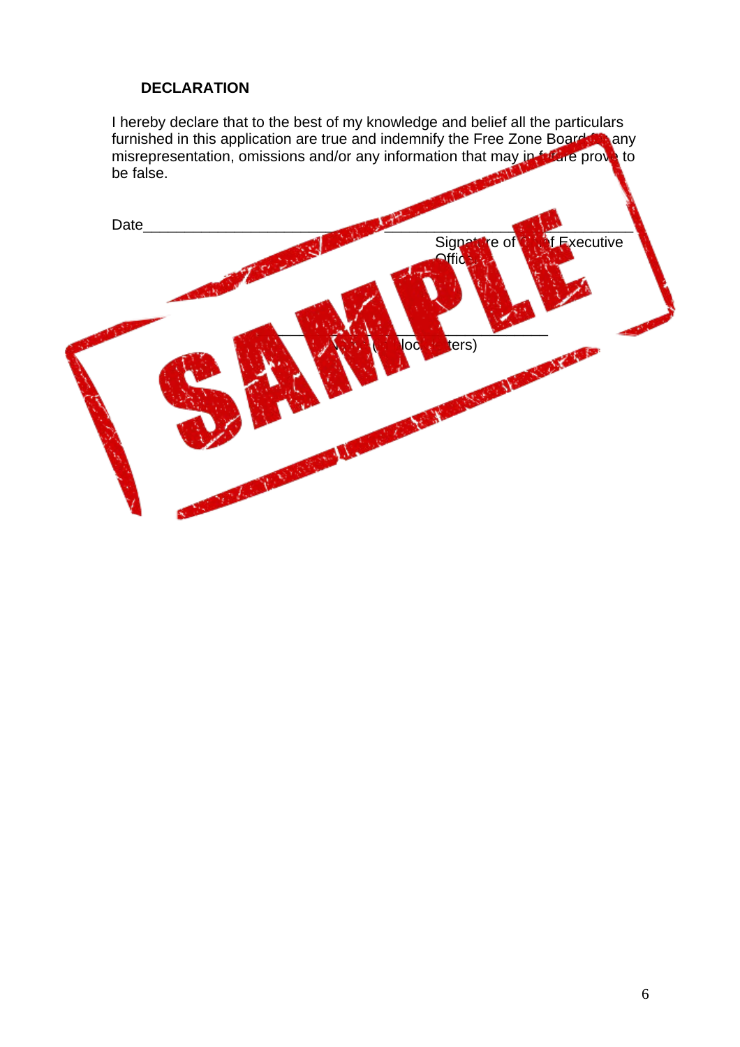**DECLARATION**

I hereby declare that to the best of my knowledge and belief all the particulars furnished in this application are true and indemnify the Free Zone Board for any misrepresentation, omissions and/or any information that may in future prove to be false.

Date_______________________ ___________________________
Signature of Chief Executive Officer

___________________________
Name (in block letters)

SAMPLE